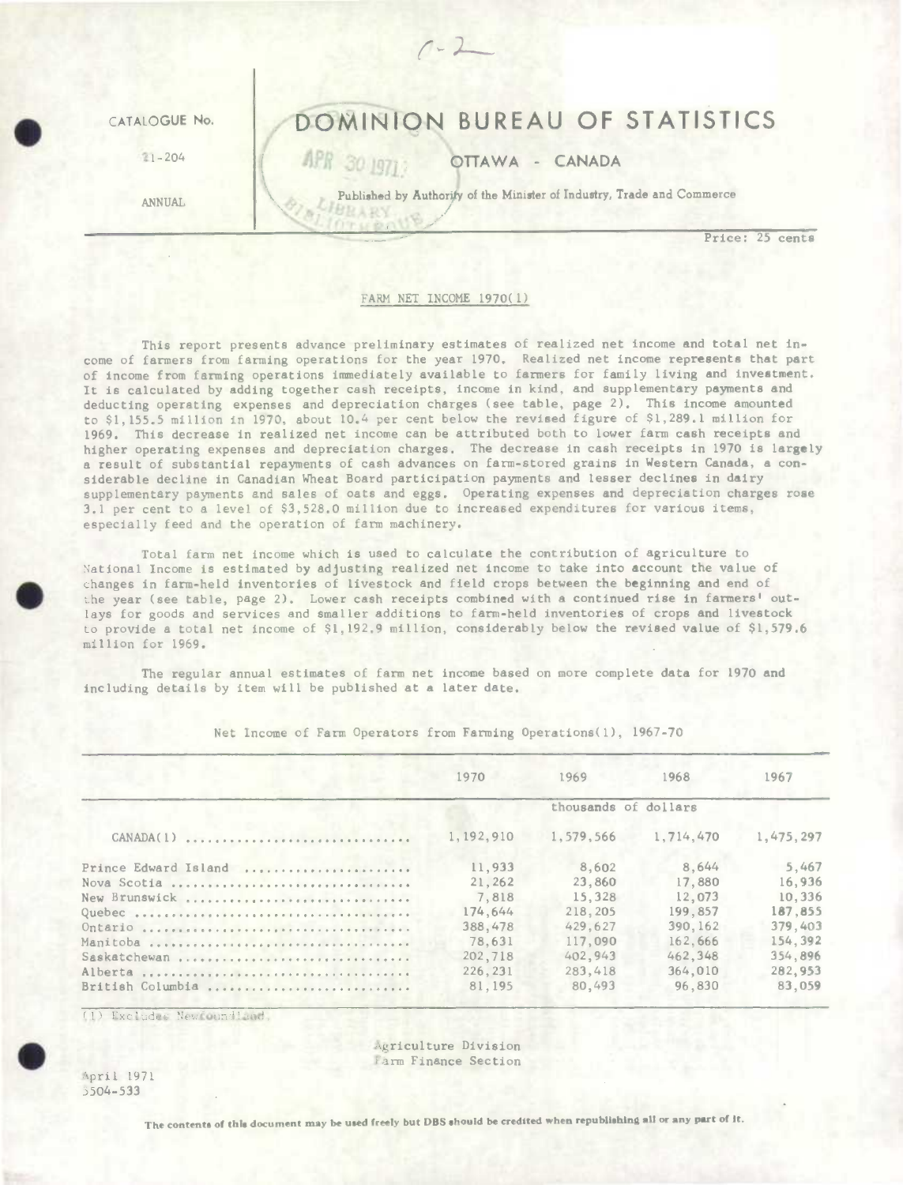CATALOGUE No.

21-204

ANNUAL

# DOMINION BUREAU OF STATISTICS

OTTAWA - CANADA

Published by Authority of the Minister of Industry, Trade and Commerce

Price: 25 cents

## FARM NET INCOME 1970(1)

This report presents advance preliminary estimates of realized net income and total net income of farmers from farming operations for the year 1970. Realized net income represents that part of income from farming operations immediately available to farmers for family living and investment. It is calculated by adding together cash receipts, income in kind, and supplementary payments and deducting operating expenses and depreciation charges (see table, page 2). This income amounted to $1,155.5 million in 1970, about 10.4 per cent below the revised figure of $1,289.1 million for 1969. This decrease in realized net income can be attributed both to lower farm cash receipts and higher operating expenses and depreciation charges. The decrease in cash receipts in 1970 is largely a result of substantial repayments of cash advances on farm-stored grains in Western Canada, a considerable decline in Canadian Wheat Board participation payments and lesser declines in dairy supplementary payments and sales of oats and eggs. Operating expenses and depreciation charges rose 3.1 per cent to a level of $3,528.0 million due to increased expenditures for various items, especially feed and the operation of farm machinery.

Total farm net income which is used to calculate the contribution of agriculture to National Income is estimated by adjusting realized net income to take into account the value of changes in farm-held inventories of livestock and field crops between the beginning and end of the year (see table, page 2). Lower cash receipts combined with a continued rise in farmers' outlays for goods and services and smaller additions to farm-held inventories of crops and livestock to provide a total net income of $1,192.9 million, considerably below the revised value of $1,579.6 million for 1969.

The regular annual estimates of farm net income based on more complete data for 1970 and including details by item will be published at a later date.

Net Income of Farm Operators from Farming Operations(1), 1967-70

| | 1970 | 1969 | 1968 | 1967 |
|---|---|---|---|---|
| | thousands of dollars | | | |
| CANADA(1) | 1,192,910 | 1,579,566 | 1,714,470 | 1,475,297 |
| Prince Edward Island | 11,933 | 8,602 | 8,644 | 5,467 |
| Nova Scotia | 21,262 | 23,860 | 17,880 | 16,936 |
| New Brunswick | 7,818 | 15,328 | 12,073 | 10,336 |
| Quebec | 174,644 | 218,205 | 199,857 | 187,855 |
| Ontario | 388,478 | 429,627 | 390,162 | 379,403 |
| Manitoba | 78,631 | 117,090 | 162,666 | 154,392 |
| Saskatchewan | 202,718 | 402,943 | 462,348 | 354,896 |
| Alberta | 226,231 | 283,418 | 364,010 | 282,953 |
| British Columbia | 81,195 | 80,493 | 96,830 | 83,059 |

(1) Excludes Newfoundland.

Agriculture Division
Farm Finance Section

April 1971
5504-533

The contents of this document may be used freely but DBS should be credited when republishing all or any part of it.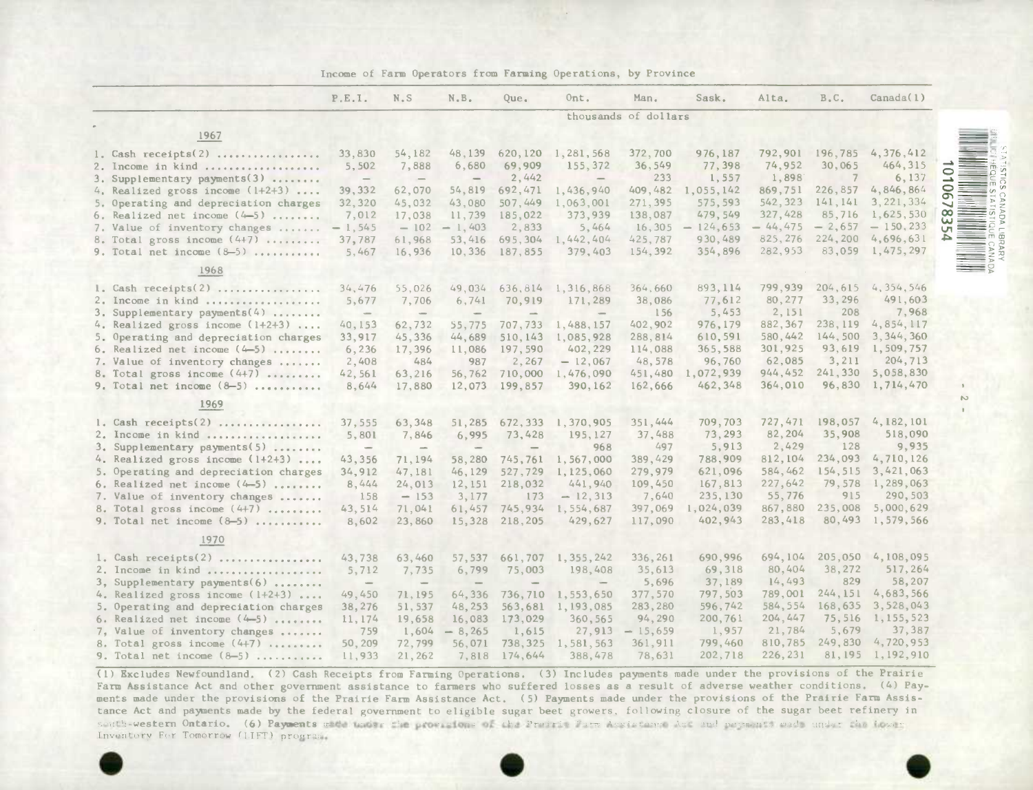Income of Farm Operators from Farming Operations, by Province

| | P.E.I. | N.S | N.B. | Que. | Ont. | Man. | Sask. | Alta. | B.C. | Canada(1) |
|---|---|---|---|---|---|---|---|---|---|---|
| | | | | | thousands of dollars | | | | | |
| **1967** | | | | | | | | | | |
| 1. Cash receipts(2) | 33,830 | 54,182 | 48,139 | 620,120 | 1,281,568 | 372,700 | 976,187 | 792,901 | 196,785 | 4,376,412 |
| 2. Income in kind | 5,502 | 7,888 | 6,680 | 69,909 | 155,372 | 36,549 | 77,398 | 74,952 | 30,065 | 464,315 |
| 3. Supplementary payments(3) | — | — | — | 2,442 | — | 233 | 1,557 | 1,898 | 7 | 6,137 |
| 4. Realized gross income (1+2+3) | 39,332 | 62,070 | 54,819 | 692,471 | 1,436,940 | 409,482 | 1,055,142 | 869,751 | 226,857 | 4,846,864 |
| 5. Operating and depreciation charges | 32,320 | 45,032 | 43,080 | 507,449 | 1,063,001 | 271,395 | 575,593 | 542,323 | 141,141 | 3,221,334 |
| 6. Realized net income (4–5) | 7,012 | 17,038 | 11,739 | 185,022 | 373,939 | 138,087 | 479,549 | 327,428 | 85,716 | 1,625,530 |
| 7. Value of inventory changes | − 1,545 | − 102 | − 1,403 | 2,833 | 5,464 | 16,305 | − 124,653 | − 44,475 | − 2,657 | − 150,233 |
| 8. Total gross income (4+7) | 37,787 | 61,968 | 53,416 | 695,304 | 1,442,404 | 425,787 | 930,489 | 825,276 | 224,200 | 4,696,631 |
| 9. Total net income (8–5) | 5,467 | 16,936 | 10,336 | 187,855 | 379,403 | 154,392 | 354,896 | 282,953 | 83,059 | 1,475,297 |
| **1968** | | | | | | | | | | |
| 1. Cash receipts(2) | 34,476 | 55,026 | 49,034 | 636,814 | 1,316,868 | 364,660 | 893,114 | 799,939 | 204,615 | 4,354,546 |
| 2. Income in kind | 5,677 | 7,706 | 6,741 | 70,919 | 171,289 | 38,086 | 77,612 | 80,277 | 33,296 | 491,603 |
| 3. Supplementary payments(4) | — | — | — | — | — | 156 | 5,453 | 2,151 | 208 | 7,968 |
| 4. Realized gross income (1+2+3) | 40,153 | 62,732 | 55,775 | 707,733 | 1,488,157 | 402,902 | 976,179 | 882,367 | 238,119 | 4,854,117 |
| 5. Operating and depreciation charges | 33,917 | 45,336 | 44,689 | 510,143 | 1,085,928 | 288,814 | 610,591 | 580,442 | 144,500 | 3,344,360 |
| 6. Realized net income (4–5) | 6,236 | 17,396 | 11,086 | 197,590 | 402,229 | 114,088 | 365,588 | 301,925 | 93,619 | 1,509,757 |
| 7. Value of inventory changes | 2,408 | 484 | 987 | 2,267 | − 12,067 | 48,578 | 96,760 | 62,085 | 3,211 | 204,713 |
| 8. Total gross income (4+7) | 42,561 | 63,216 | 56,762 | 710,000 | 1,476,090 | 451,480 | 1,072,939 | 944,452 | 241,330 | 5,058,830 |
| 9. Total net income (8–5) | 8,644 | 17,880 | 12,073 | 199,857 | 390,162 | 162,666 | 462,348 | 364,010 | 96,830 | 1,714,470 |
| **1969** | | | | | | | | | | |
| 1. Cash receipts(2) | 37,555 | 63,348 | 51,285 | 672,333 | 1,370,905 | 351,444 | 709,703 | 727,471 | 198,057 | 4,182,101 |
| 2. Income in kind | 5,801 | 7,846 | 6,995 | 73,428 | 195,127 | 37,488 | 73,293 | 82,204 | 35,908 | 518,090 |
| 3. Supplementary payments(5) | — | — | — | — | 968 | 497 | 5,913 | 2,429 | 128 | 9,935 |
| 4. Realized gross income (1+2+3) | 43,356 | 71,194 | 58,280 | 745,761 | 1,567,000 | 389,429 | 788,909 | 812,104 | 234,093 | 4,710,126 |
| 5. Operating and depreciation charges | 34,912 | 47,181 | 46,129 | 527,729 | 1,125,060 | 279,979 | 621,096 | 584,462 | 154,515 | 3,421,063 |
| 6. Realized net income (4–5) | 8,444 | 24,013 | 12,151 | 218,032 | 441,940 | 109,450 | 167,813 | 227,642 | 79,578 | 1,289,063 |
| 7. Value of inventory changes | 158 | − 153 | 3,177 | 173 | − 12,313 | 7,640 | 235,130 | 55,776 | 915 | 290,503 |
| 8. Total gross income (4+7) | 43,514 | 71,041 | 61,457 | 745,934 | 1,554,687 | 397,069 | 1,024,039 | 867,880 | 235,008 | 5,000,629 |
| 9. Total net income (8–5) | 8,602 | 23,860 | 15,328 | 218,205 | 429,627 | 117,090 | 402,943 | 283,418 | 80,493 | 1,579,566 |
| **1970** | | | | | | | | | | |
| 1. Cash receipts(2) | 43,738 | 63,460 | 57,537 | 661,707 | 1,355,242 | 336,261 | 690,996 | 694,104 | 205,050 | 4,108,095 |
| 2. Income in kind | 5,712 | 7,735 | 6,799 | 75,003 | 198,408 | 35,613 | 69,318 | 80,404 | 38,272 | 517,264 |
| 3. Supplementary payments(6) | — | — | — | — | — | 5,696 | 37,189 | 14,493 | 829 | 58,207 |
| 4. Realized gross income (1+2+3) | 49,450 | 71,195 | 64,336 | 736,710 | 1,553,650 | 377,570 | 797,503 | 789,001 | 244,151 | 4,683,566 |
| 5. Operating and depreciation charges | 38,276 | 51,537 | 48,253 | 563,681 | 1,193,085 | 283,280 | 596,742 | 584,554 | 168,635 | 3,528,043 |
| 6. Realized net income (4–5) | 11,174 | 19,658 | 16,083 | 173,029 | 360,565 | 94,290 | 200,761 | 204,447 | 75,516 | 1,155,523 |
| 7. Value of inventory changes | 759 | 1,604 | − 8,265 | 1,615 | 27,913 | − 15,659 | 1,957 | 21,784 | 5,679 | 37,387 |
| 8. Total gross income (4+7) | 50,209 | 72,799 | 56,071 | 738,325 | 1,581,563 | 361,911 | 799,460 | 810,785 | 249,830 | 4,720,953 |
| 9. Total net income (8–5) | 11,933 | 21,262 | 7,818 | 174,644 | 388,478 | 78,631 | 202,718 | 226,231 | 81,195 | 1,192,910 |

(1) Excludes Newfoundland. (2) Cash Receipts from Farming Operations. (3) Includes payments made under the provisions of the Prairie Farm Assistance Act and other government assistance to farmers who suffered losses as a result of adverse weather conditions. (4) Payments made under the provisions of the Prairie Farm Assistance Act. (5) Payments made under the provisions of the Prairie Farm Assistance Act and payments made by the federal government to eligible sugar beet growers, following closure of the sugar beet refinery in south-western Ontario. (6) Payments made under the provisions of the Prairie Farm Assistance Act and payments made under the Lower Inventory For Tomorrow (LIFT) program.